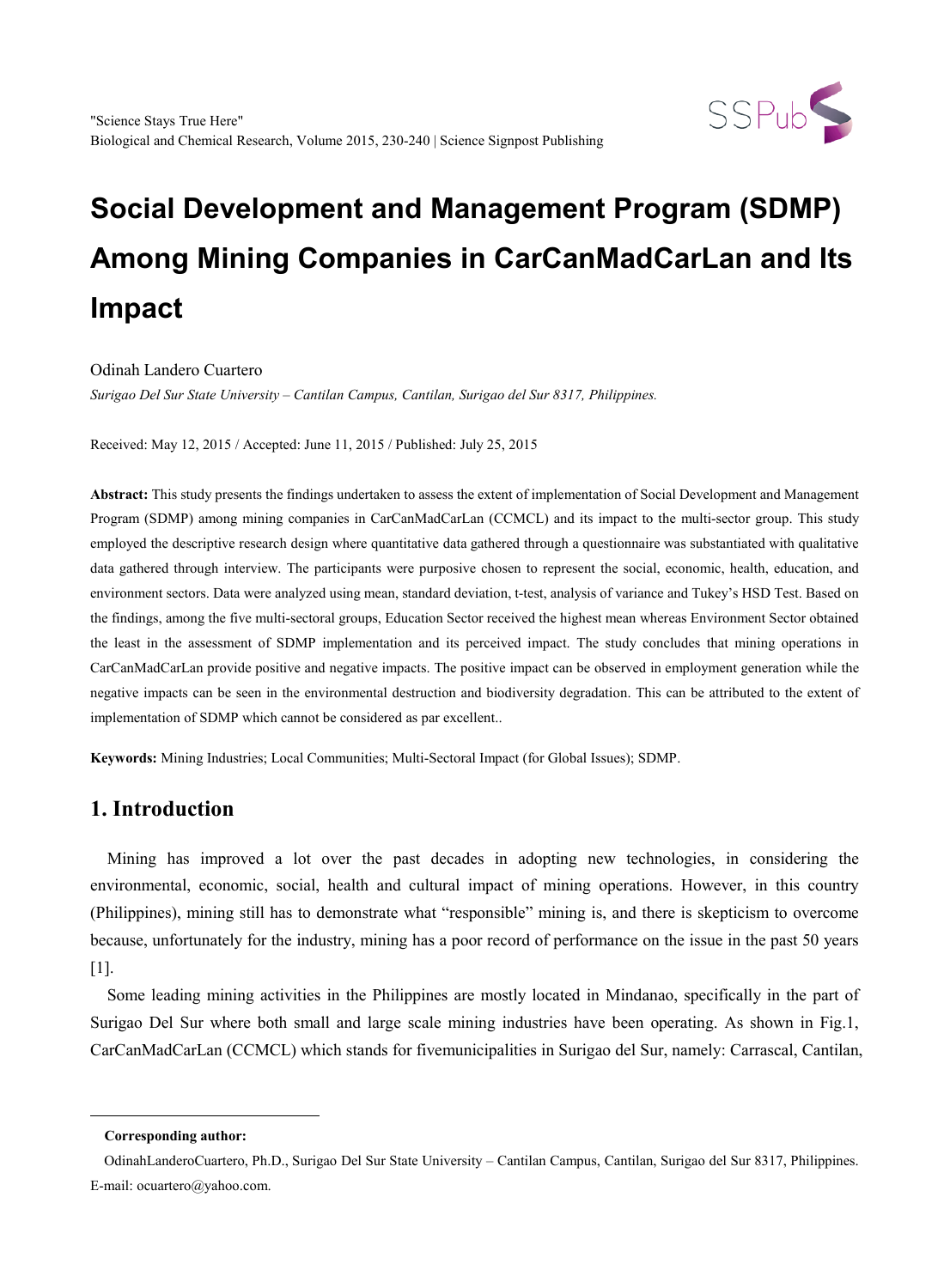# Social Development and Management Program (SDMP) Among Mining Companies in CarCanMadCarLan and Its Impact

Odinah Landero Cuartero

*Surigao Del Sur State University – Cantilan Campus, Cantilan, Surigao del Sur 8317, Philippines.*

Received: May 12, 2015 / Accepted: June 11, 2015 / Published: July 25, 2015

**Abstract:** This study presents the findings undertaken to assess the extent of implementation of Social Development and Management Program (SDMP) among mining companies in CarCanMadCarLan (CCMCL) and its impact to the multi-sector group. This study employed the descriptive research design where quantitative data gathered through a questionnaire was substantiated with qualitative data gathered through interview. The participants were purposive chosen to represent the social, economic, health, education, and environment sectors. Data were analyzed using mean, standard deviation, t-test, analysis of variance and Tukey's HSD Test. Based on the findings, among the five multi-sectoral groups, Education Sector received the highest mean whereas Environment Sector obtained the least in the assessment of SDMP implementation and its perceived impact. The study concludes that mining operations in CarCanMadCarLan provide positive and negative impacts. The positive impact can be observed in employment generation while the negative impacts can be seen in the environmental destruction and biodiversity degradation. This can be attributed to the extent of implementation of SDMP which cannot be considered as par excellent..

**Keywords:** Mining Industries; Local Communities; Multi-Sectoral Impact (for Global Issues); SDMP.

## 1. Introduction

Mining has improved a lot over the past decades in adopting new technologies, in considering the environmental, economic, social, health and cultural impact of mining operations. However, in this country (Philippines), mining still has to demonstrate what "responsible" mining is, and there is skepticism to overcome because, unfortunately for the industry, mining has a poor record of performance on the issue in the past 50 years [1].

Some leading mining activities in the Philippines are mostly located in Mindanao, specifically in the part of Surigao Del Sur where both small and large scale mining industries have been operating. As shown in Fig.1, CarCanMadCarLan (CCMCL) which stands for fivemunicipalities in Surigao del Sur, namely: Carrascal, Cantilan,

---

**Corresponding author:**

OdinahLanderoCuartero, Ph.D., Surigao Del Sur State University – Cantilan Campus, Cantilan, Surigao del Sur 8317, Philippines. E-mail: ocuartero@yahoo.com.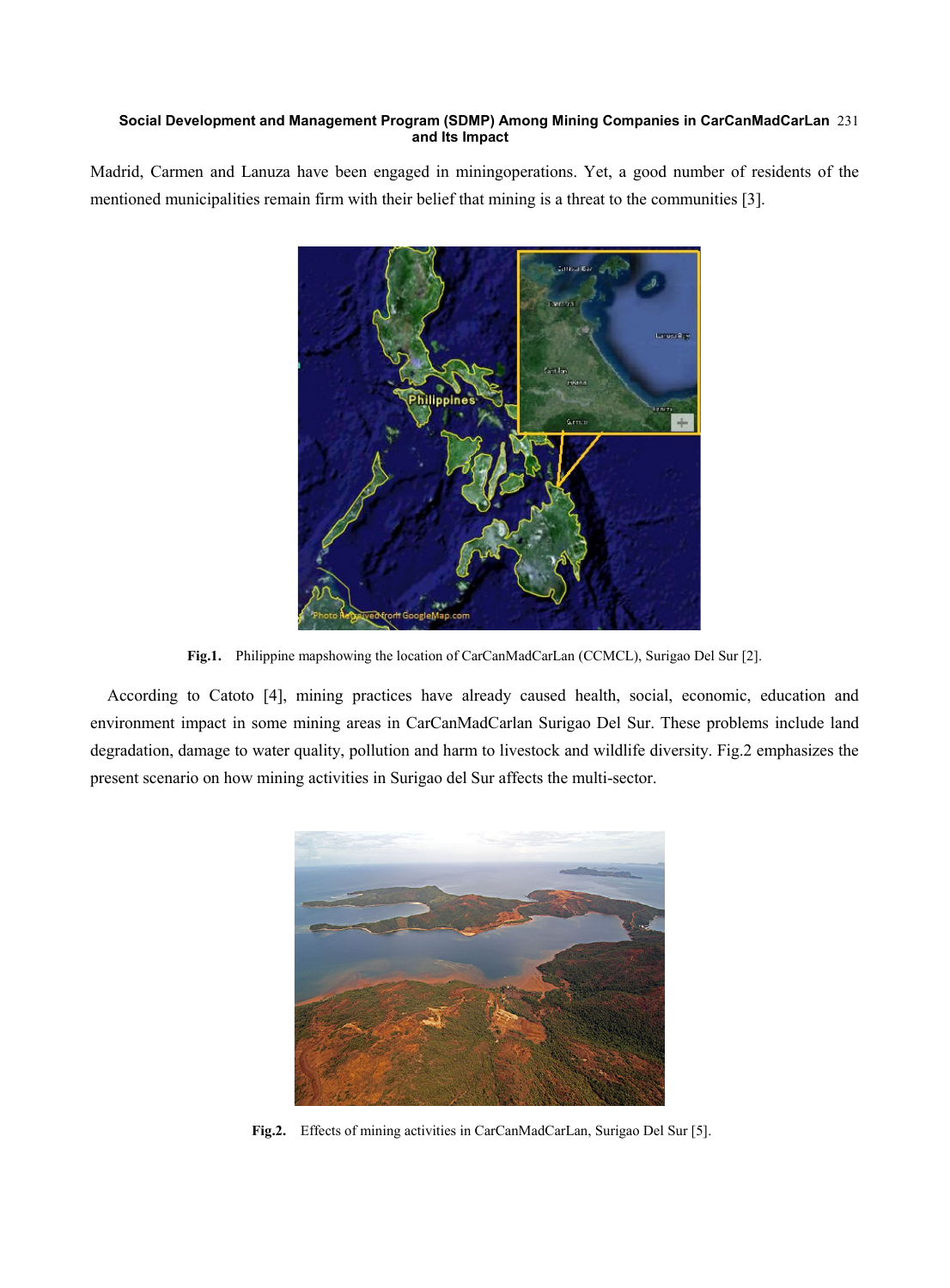Madrid, Carmen and Lanuza have been engaged in miningoperations. Yet, a good number of residents of the mentioned municipalities remain firm with their belief that mining is a threat to the communities [3].

**Fig.1.** Philippine mapshowing the location of CarCanMadCarLan (CCMCL), Surigao Del Sur [2].

According to Catoto [4], mining practices have already caused health, social, economic, education and environment impact in some mining areas in CarCanMadCarlan Surigao Del Sur. These problems include land degradation, damage to water quality, pollution and harm to livestock and wildlife diversity. Fig.2 emphasizes the present scenario on how mining activities in Surigao del Sur affects the multi-sector.

**Fig.2.** Effects of mining activities in CarCanMadCarLan, Surigao Del Sur [5].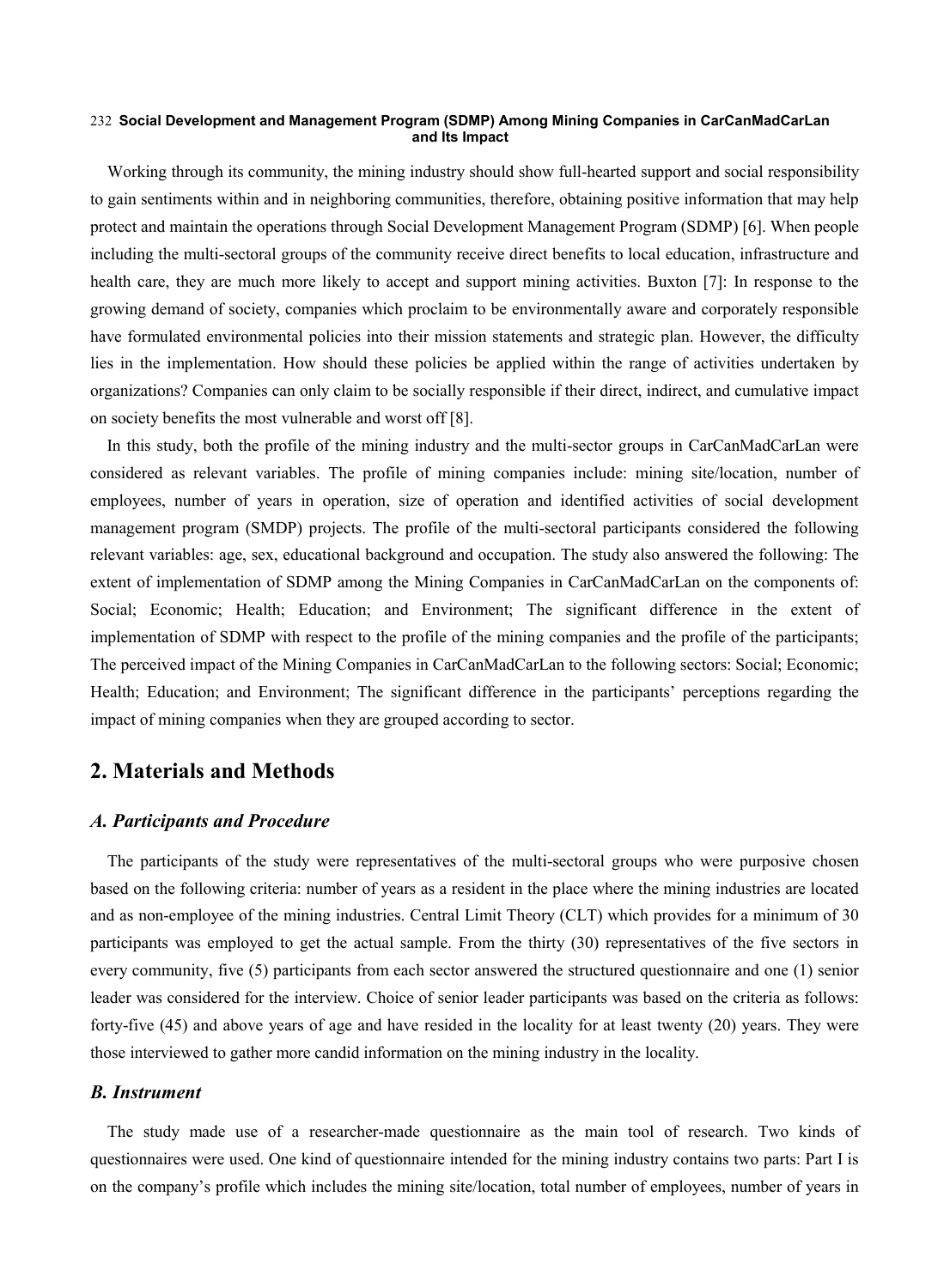Working through its community, the mining industry should show full-hearted support and social responsibility to gain sentiments within and in neighboring communities, therefore, obtaining positive information that may help protect and maintain the operations through Social Development Management Program (SDMP) [6]. When people including the multi-sectoral groups of the community receive direct benefits to local education, infrastructure and health care, they are much more likely to accept and support mining activities. Buxton [7]: In response to the growing demand of society, companies which proclaim to be environmentally aware and corporately responsible have formulated environmental policies into their mission statements and strategic plan. However, the difficulty lies in the implementation. How should these policies be applied within the range of activities undertaken by organizations? Companies can only claim to be socially responsible if their direct, indirect, and cumulative impact on society benefits the most vulnerable and worst off [8].

In this study, both the profile of the mining industry and the multi-sector groups in CarCanMadCarLan were considered as relevant variables. The profile of mining companies include: mining site/location, number of employees, number of years in operation, size of operation and identified activities of social development management program (SMDP) projects. The profile of the multi-sectoral participants considered the following relevant variables: age, sex, educational background and occupation. The study also answered the following: The extent of implementation of SDMP among the Mining Companies in CarCanMadCarLan on the components of: Social; Economic; Health; Education; and Environment; The significant difference in the extent of implementation of SDMP with respect to the profile of the mining companies and the profile of the participants; The perceived impact of the Mining Companies in CarCanMadCarLan to the following sectors: Social; Economic; Health; Education; and Environment; The significant difference in the participants' perceptions regarding the impact of mining companies when they are grouped according to sector.

## 2. Materials and Methods

### *A. Participants and Procedure*

The participants of the study were representatives of the multi-sectoral groups who were purposive chosen based on the following criteria: number of years as a resident in the place where the mining industries are located and as non-employee of the mining industries. Central Limit Theory (CLT) which provides for a minimum of 30 participants was employed to get the actual sample. From the thirty (30) representatives of the five sectors in every community, five (5) participants from each sector answered the structured questionnaire and one (1) senior leader was considered for the interview. Choice of senior leader participants was based on the criteria as follows: forty-five (45) and above years of age and have resided in the locality for at least twenty (20) years. They were those interviewed to gather more candid information on the mining industry in the locality.

### *B. Instrument*

The study made use of a researcher-made questionnaire as the main tool of research. Two kinds of questionnaires were used. One kind of questionnaire intended for the mining industry contains two parts: Part I is on the company's profile which includes the mining site/location, total number of employees, number of years in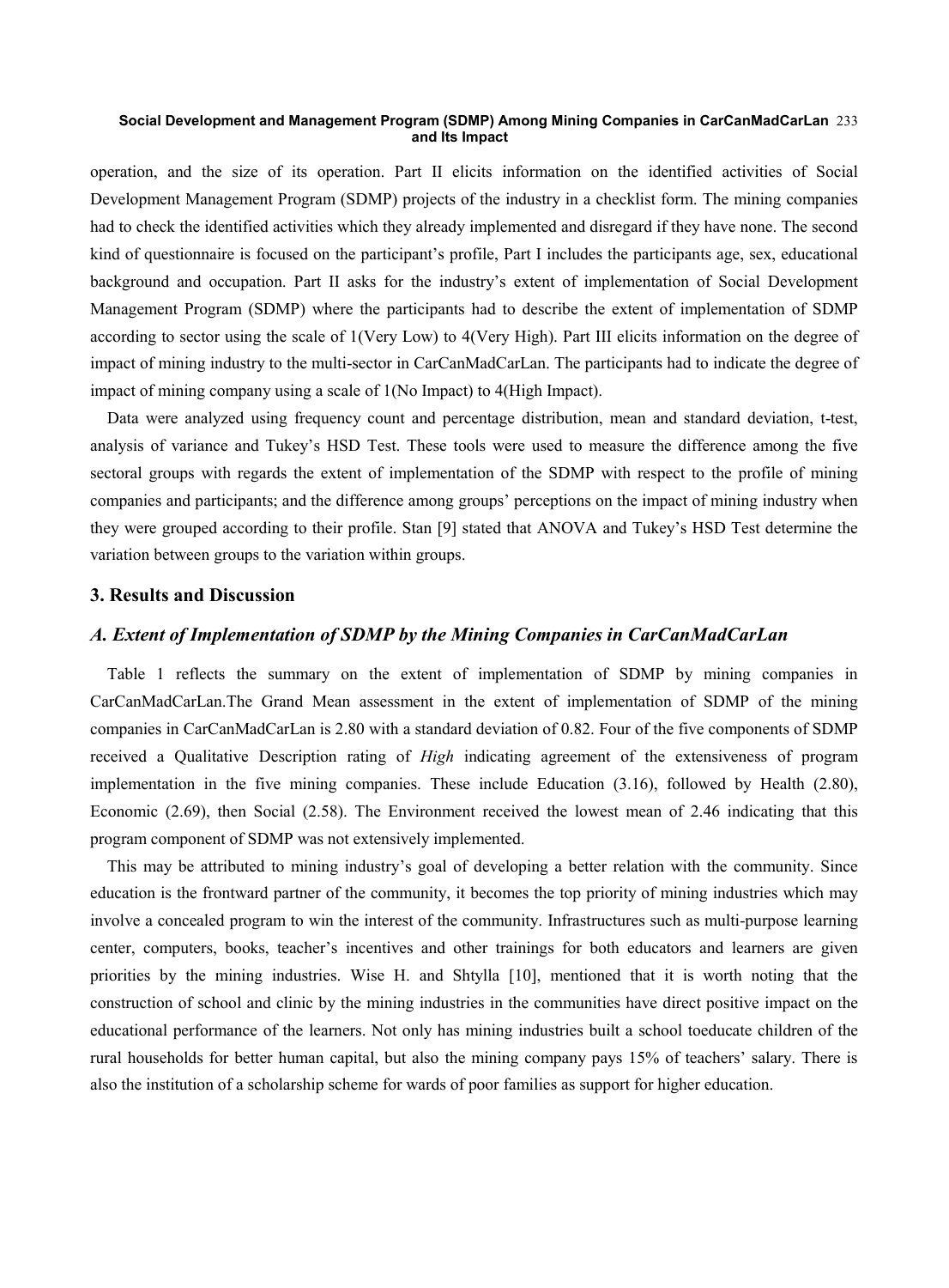operation, and the size of its operation. Part II elicits information on the identified activities of Social Development Management Program (SDMP) projects of the industry in a checklist form. The mining companies had to check the identified activities which they already implemented and disregard if they have none. The second kind of questionnaire is focused on the participant's profile, Part I includes the participants age, sex, educational background and occupation. Part II asks for the industry's extent of implementation of Social Development Management Program (SDMP) where the participants had to describe the extent of implementation of SDMP according to sector using the scale of 1(Very Low) to 4(Very High). Part III elicits information on the degree of impact of mining industry to the multi-sector in CarCanMadCarLan. The participants had to indicate the degree of impact of mining company using a scale of 1(No Impact) to 4(High Impact).

Data were analyzed using frequency count and percentage distribution, mean and standard deviation, t-test, analysis of variance and Tukey's HSD Test. These tools were used to measure the difference among the five sectoral groups with regards the extent of implementation of the SDMP with respect to the profile of mining companies and participants; and the difference among groups' perceptions on the impact of mining industry when they were grouped according to their profile. Stan [9] stated that ANOVA and Tukey's HSD Test determine the variation between groups to the variation within groups.

## 3. Results and Discussion

### *A. Extent of Implementation of SDMP by the Mining Companies in CarCanMadCarLan*

Table 1 reflects the summary on the extent of implementation of SDMP by mining companies in CarCanMadCarLan.The Grand Mean assessment in the extent of implementation of SDMP of the mining companies in CarCanMadCarLan is 2.80 with a standard deviation of 0.82. Four of the five components of SDMP received a Qualitative Description rating of *High* indicating agreement of the extensiveness of program implementation in the five mining companies. These include Education (3.16), followed by Health (2.80), Economic (2.69), then Social (2.58). The Environment received the lowest mean of 2.46 indicating that this program component of SDMP was not extensively implemented.

This may be attributed to mining industry's goal of developing a better relation with the community. Since education is the frontward partner of the community, it becomes the top priority of mining industries which may involve a concealed program to win the interest of the community. Infrastructures such as multi-purpose learning center, computers, books, teacher's incentives and other trainings for both educators and learners are given priorities by the mining industries. Wise H. and Shtylla [10], mentioned that it is worth noting that the construction of school and clinic by the mining industries in the communities have direct positive impact on the educational performance of the learners. Not only has mining industries built a school toeducate children of the rural households for better human capital, but also the mining company pays 15% of teachers' salary. There is also the institution of a scholarship scheme for wards of poor families as support for higher education.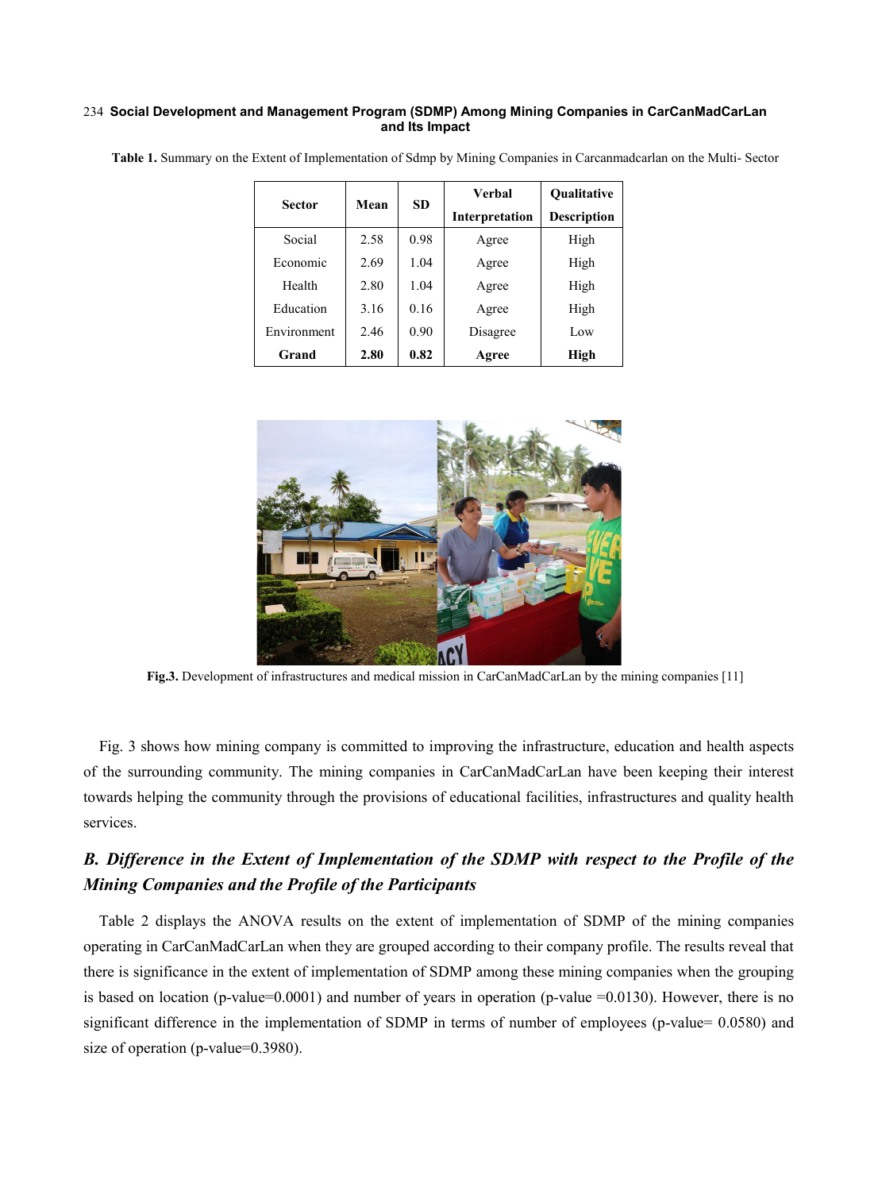**Table 1.** Summary on the Extent of Implementation of Sdmp by Mining Companies in Carcanmadcarlan on the Multi- Sector

| Sector | Mean | SD | Verbal Interpretation | Qualitative Description |
|---|---|---|---|---|
| Social | 2.58 | 0.98 | Agree | High |
| Economic | 2.69 | 1.04 | Agree | High |
| Health | 2.80 | 1.04 | Agree | High |
| Education | 3.16 | 0.16 | Agree | High |
| Environment | 2.46 | 0.90 | Disagree | Low |
| **Grand** | **2.80** | **0.82** | **Agree** | **High** |

**Fig.3.** Development of infrastructures and medical mission in CarCanMadCarLan by the mining companies [11]

Fig. 3 shows how mining company is committed to improving the infrastructure, education and health aspects of the surrounding community. The mining companies in CarCanMadCarLan have been keeping their interest towards helping the community through the provisions of educational facilities, infrastructures and quality health services.

## *B. Difference in the Extent of Implementation of the SDMP with respect to the Profile of the Mining Companies and the Profile of the Participants*

Table 2 displays the ANOVA results on the extent of implementation of SDMP of the mining companies operating in CarCanMadCarLan when they are grouped according to their company profile. The results reveal that there is significance in the extent of implementation of SDMP among these mining companies when the grouping is based on location (p-value=0.0001) and number of years in operation (p-value =0.0130). However, there is no significant difference in the implementation of SDMP in terms of number of employees (p-value= 0.0580) and size of operation (p-value=0.3980).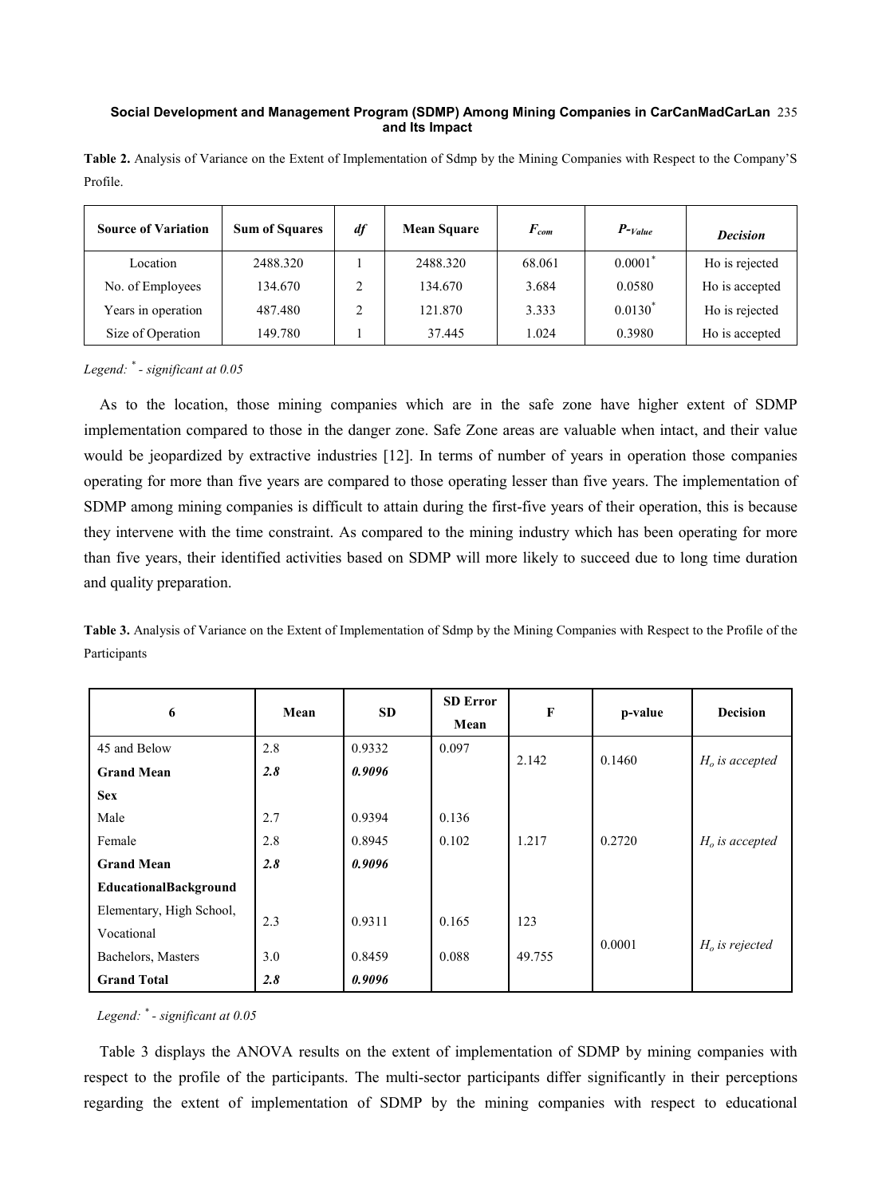**Table 2.** Analysis of Variance on the Extent of Implementation of Sdmp by the Mining Companies with Respect to the Company'S Profile.

| Source of Variation | Sum of Squares | *df* | Mean Square | $F_{com}$ | $P$-$_{Value}$ | *Decision* |
|---|---|---|---|---|---|---|
| Location | 2488.320 | 1 | 2488.320 | 68.061 | 0.0001* | Ho is rejected |
| No. of Employees | 134.670 | 2 | 134.670 | 3.684 | 0.0580 | Ho is accepted |
| Years in operation | 487.480 | 2 | 121.870 | 3.333 | 0.0130* | Ho is rejected |
| Size of Operation | 149.780 | 1 | 37.445 | 1.024 | 0.3980 | Ho is accepted |

*Legend: \* - significant at 0.05*

As to the location, those mining companies which are in the safe zone have higher extent of SDMP implementation compared to those in the danger zone. Safe Zone areas are valuable when intact, and their value would be jeopardized by extractive industries [12]. In terms of number of years in operation those companies operating for more than five years are compared to those operating lesser than five years. The implementation of SDMP among mining companies is difficult to attain during the first-five years of their operation, this is because they intervene with the time constraint. As compared to the mining industry which has been operating for more than five years, their identified activities based on SDMP will more likely to succeed due to long time duration and quality preparation.

**Table 3.** Analysis of Variance on the Extent of Implementation of Sdmp by the Mining Companies with Respect to the Profile of the Participants

| 6 | Mean | SD | SD Error Mean | F | p-value | Decision |
|---|---|---|---|---|---|---|
| 45 and Below | 2.8 | 0.9332 | 0.097 | 2.142 | 0.1460 | $H_o$ *is accepted* |
| **Grand Mean** | ***2.8*** | ***0.9096*** | | | | |
| **Sex** | | | | | | |
| Male | 2.7 | 0.9394 | 0.136 | | | |
| Female | 2.8 | 0.8945 | 0.102 | 1.217 | 0.2720 | $H_o$ *is accepted* |
| **Grand Mean** | ***2.8*** | ***0.9096*** | | | | |
| **EducationalBackground** | | | | | | |
| Elementary, High School, Vocational | 2.3 | 0.9311 | 0.165 | 123 | 0.0001 | $H_o$ *is rejected* |
| Bachelors, Masters | 3.0 | 0.8459 | 0.088 | 49.755 | | |
| **Grand Total** | ***2.8*** | ***0.9096*** | | | | |

*Legend: \* - significant at 0.05*

Table 3 displays the ANOVA results on the extent of implementation of SDMP by mining companies with respect to the profile of the participants. The multi-sector participants differ significantly in their perceptions regarding the extent of implementation of SDMP by the mining companies with respect to educational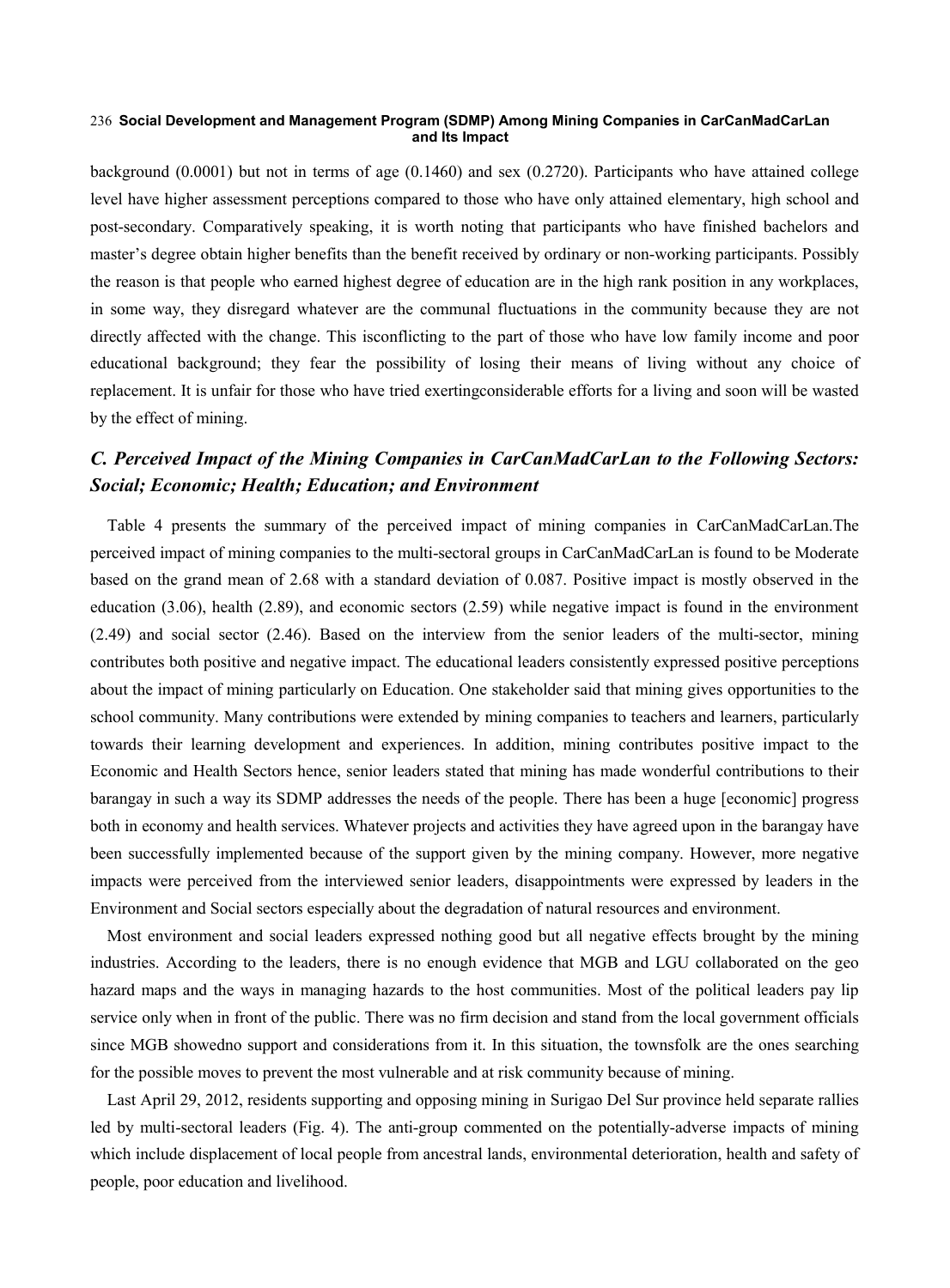background (0.0001) but not in terms of age (0.1460) and sex (0.2720). Participants who have attained college level have higher assessment perceptions compared to those who have only attained elementary, high school and post-secondary. Comparatively speaking, it is worth noting that participants who have finished bachelors and master's degree obtain higher benefits than the benefit received by ordinary or non-working participants. Possibly the reason is that people who earned highest degree of education are in the high rank position in any workplaces, in some way, they disregard whatever are the communal fluctuations in the community because they are not directly affected with the change. This isconflicting to the part of those who have low family income and poor educational background; they fear the possibility of losing their means of living without any choice of replacement. It is unfair for those who have tried exertingconsiderable efforts for a living and soon will be wasted by the effect of mining.

### *C. Perceived Impact of the Mining Companies in CarCanMadCarLan to the Following Sectors: Social; Economic; Health; Education; and Environment*

Table 4 presents the summary of the perceived impact of mining companies in CarCanMadCarLan.The perceived impact of mining companies to the multi-sectoral groups in CarCanMadCarLan is found to be Moderate based on the grand mean of 2.68 with a standard deviation of 0.087. Positive impact is mostly observed in the education (3.06), health (2.89), and economic sectors (2.59) while negative impact is found in the environment (2.49) and social sector (2.46). Based on the interview from the senior leaders of the multi-sector, mining contributes both positive and negative impact. The educational leaders consistently expressed positive perceptions about the impact of mining particularly on Education. One stakeholder said that mining gives opportunities to the school community. Many contributions were extended by mining companies to teachers and learners, particularly towards their learning development and experiences. In addition, mining contributes positive impact to the Economic and Health Sectors hence, senior leaders stated that mining has made wonderful contributions to their barangay in such a way its SDMP addresses the needs of the people. There has been a huge [economic] progress both in economy and health services. Whatever projects and activities they have agreed upon in the barangay have been successfully implemented because of the support given by the mining company. However, more negative impacts were perceived from the interviewed senior leaders, disappointments were expressed by leaders in the Environment and Social sectors especially about the degradation of natural resources and environment.

Most environment and social leaders expressed nothing good but all negative effects brought by the mining industries. According to the leaders, there is no enough evidence that MGB and LGU collaborated on the geo hazard maps and the ways in managing hazards to the host communities. Most of the political leaders pay lip service only when in front of the public. There was no firm decision and stand from the local government officials since MGB showedno support and considerations from it. In this situation, the townsfolk are the ones searching for the possible moves to prevent the most vulnerable and at risk community because of mining.

Last April 29, 2012, residents supporting and opposing mining in Surigao Del Sur province held separate rallies led by multi-sectoral leaders (Fig. 4). The anti-group commented on the potentially-adverse impacts of mining which include displacement of local people from ancestral lands, environmental deterioration, health and safety of people, poor education and livelihood.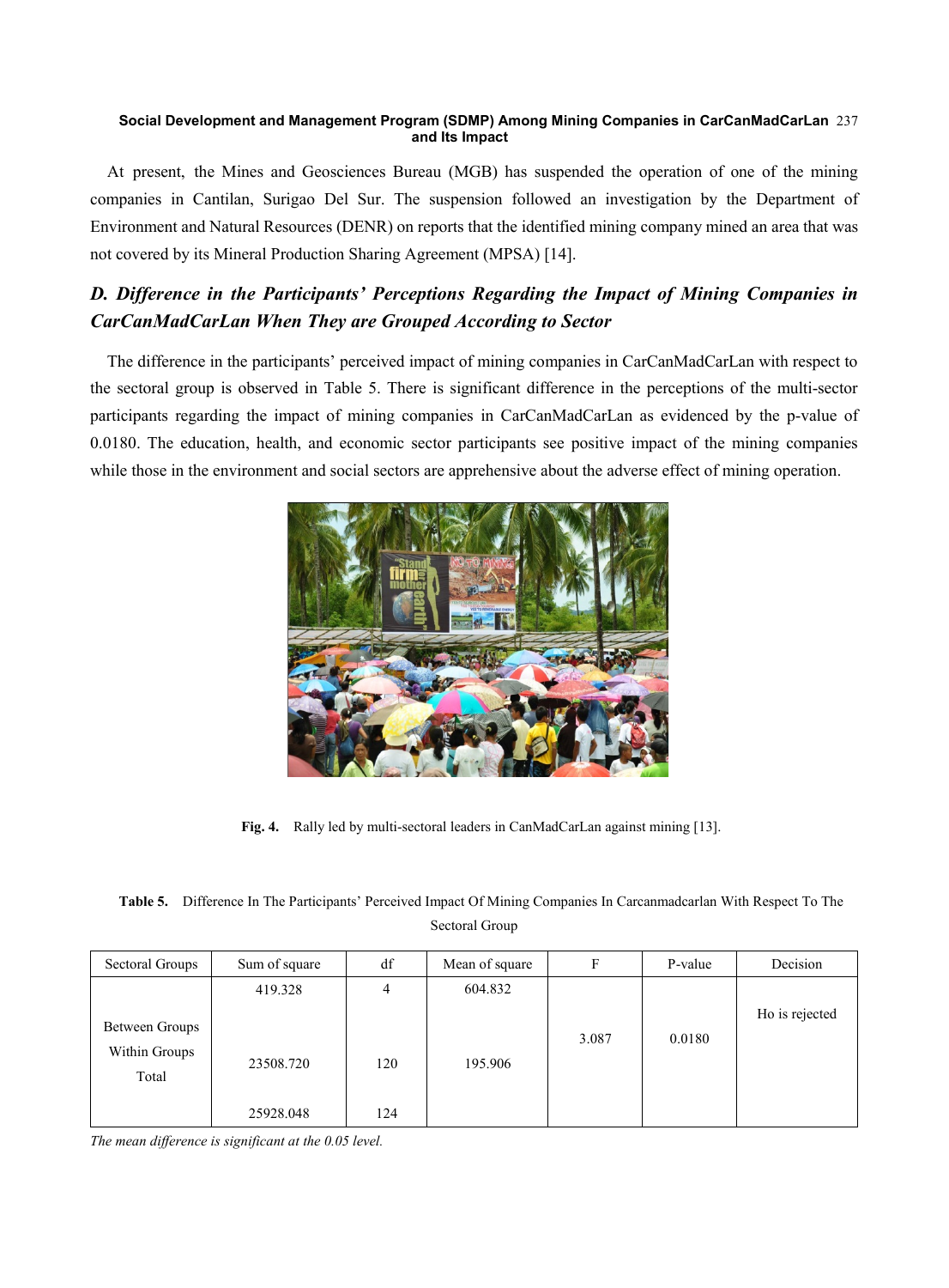At present, the Mines and Geosciences Bureau (MGB) has suspended the operation of one of the mining companies in Cantilan, Surigao Del Sur. The suspension followed an investigation by the Department of Environment and Natural Resources (DENR) on reports that the identified mining company mined an area that was not covered by its Mineral Production Sharing Agreement (MPSA) [14].

### *D. Difference in the Participants' Perceptions Regarding the Impact of Mining Companies in CarCanMadCarLan When They are Grouped According to Sector*

The difference in the participants' perceived impact of mining companies in CarCanMadCarLan with respect to the sectoral group is observed in Table 5. There is significant difference in the perceptions of the multi-sector participants regarding the impact of mining companies in CarCanMadCarLan as evidenced by the p-value of 0.0180. The education, health, and economic sector participants see positive impact of the mining companies while those in the environment and social sectors are apprehensive about the adverse effect of mining operation.

**Fig. 4.** Rally led by multi-sectoral leaders in CanMadCarLan against mining [13].

**Table 5.** Difference In The Participants' Perceived Impact Of Mining Companies In Carcanmadcarlan With Respect To The Sectoral Group

| Sectoral Groups | Sum of square | df | Mean of square | F | P-value | Decision |
|---|---|---|---|---|---|---|
| Between Groups | 419.328 | 4 | 604.832 | 3.087 | 0.0180 | Ho is rejected |
| Within Groups | 23508.720 | 120 | 195.906 | | | |
| Total | 25928.048 | 124 | | | | |

*The mean difference is significant at the 0.05 level.*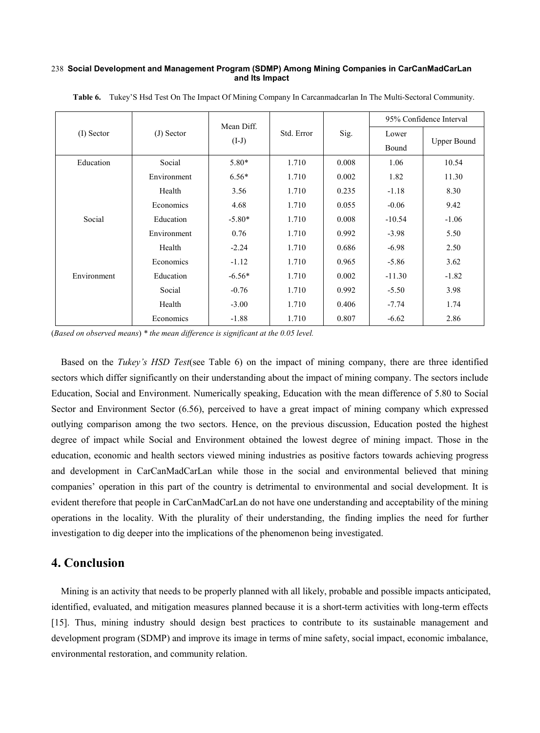**Table 6.** Tukey'S Hsd Test On The Impact Of Mining Company In Carcanmadcarlan In The Multi-Sectoral Community.

| (I) Sector | (J) Sector | Mean Diff. (I-J) | Std. Error | Sig. | 95% Confidence Interval | |
|---|---|---|---|---|---|---|
| | | | | | Lower Bound | Upper Bound |
| Education | Social | 5.80* | 1.710 | 0.008 | 1.06 | 10.54 |
| | Environment | 6.56* | 1.710 | 0.002 | 1.82 | 11.30 |
| | Health | 3.56 | 1.710 | 0.235 | -1.18 | 8.30 |
| | Economics | 4.68 | 1.710 | 0.055 | -0.06 | 9.42 |
| Social | Education | -5.80* | 1.710 | 0.008 | -10.54 | -1.06 |
| | Environment | 0.76 | 1.710 | 0.992 | -3.98 | 5.50 |
| | Health | -2.24 | 1.710 | 0.686 | -6.98 | 2.50 |
| | Economics | -1.12 | 1.710 | 0.965 | -5.86 | 3.62 |
| Environment | Education | -6.56* | 1.710 | 0.002 | -11.30 | -1.82 |
| | Social | -0.76 | 1.710 | 0.992 | -5.50 | 3.98 |
| | Health | -3.00 | 1.710 | 0.406 | -7.74 | 1.74 |
| | Economics | -1.88 | 1.710 | 0.807 | -6.62 | 2.86 |

(*Based on observed means*) *\* the mean difference is significant at the 0.05 level.*

Based on the *Tukey's HSD Test*(see Table 6) on the impact of mining company, there are three identified sectors which differ significantly on their understanding about the impact of mining company. The sectors include Education, Social and Environment. Numerically speaking, Education with the mean difference of 5.80 to Social Sector and Environment Sector (6.56), perceived to have a great impact of mining company which expressed outlying comparison among the two sectors. Hence, on the previous discussion, Education posted the highest degree of impact while Social and Environment obtained the lowest degree of mining impact. Those in the education, economic and health sectors viewed mining industries as positive factors towards achieving progress and development in CarCanMadCarLan while those in the social and environmental believed that mining companies' operation in this part of the country is detrimental to environmental and social development. It is evident therefore that people in CarCanMadCarLan do not have one understanding and acceptability of the mining operations in the locality. With the plurality of their understanding, the finding implies the need for further investigation to dig deeper into the implications of the phenomenon being investigated.

## 4. Conclusion

Mining is an activity that needs to be properly planned with all likely, probable and possible impacts anticipated, identified, evaluated, and mitigation measures planned because it is a short-term activities with long-term effects [15]. Thus, mining industry should design best practices to contribute to its sustainable management and development program (SDMP) and improve its image in terms of mine safety, social impact, economic imbalance, environmental restoration, and community relation.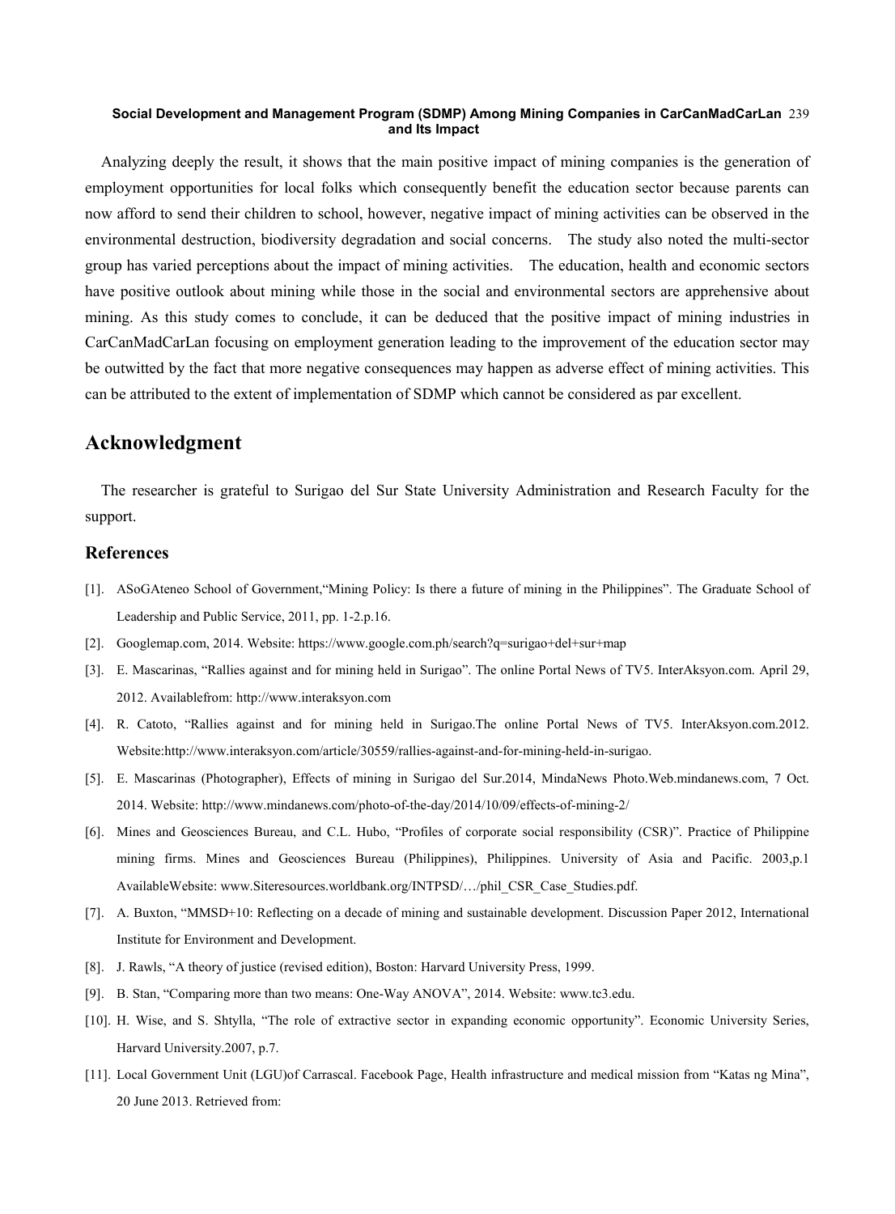Analyzing deeply the result, it shows that the main positive impact of mining companies is the generation of employment opportunities for local folks which consequently benefit the education sector because parents can now afford to send their children to school, however, negative impact of mining activities can be observed in the environmental destruction, biodiversity degradation and social concerns. The study also noted the multi-sector group has varied perceptions about the impact of mining activities. The education, health and economic sectors have positive outlook about mining while those in the social and environmental sectors are apprehensive about mining. As this study comes to conclude, it can be deduced that the positive impact of mining industries in CarCanMadCarLan focusing on employment generation leading to the improvement of the education sector may be outwitted by the fact that more negative consequences may happen as adverse effect of mining activities. This can be attributed to the extent of implementation of SDMP which cannot be considered as par excellent.

## Acknowledgment

The researcher is grateful to Surigao del Sur State University Administration and Research Faculty for the support.

### References

[1]. ASoGAteneo School of Government,"Mining Policy: Is there a future of mining in the Philippines". The Graduate School of Leadership and Public Service, 2011, pp. 1-2.p.16.

[2]. Googlemap.com, 2014. Website: https://www.google.com.ph/search?q=surigao+del+sur+map

[3]. E. Mascarinas, "Rallies against and for mining held in Surigao". The online Portal News of TV5. InterAksyon.com. April 29, 2012. Availablefrom: http://www.interaksyon.com

[4]. R. Catoto, "Rallies against and for mining held in Surigao.The online Portal News of TV5. InterAksyon.com.2012. Website:http://www.interaksyon.com/article/30559/rallies-against-and-for-mining-held-in-surigao.

[5]. E. Mascarinas (Photographer), Effects of mining in Surigao del Sur.2014, MindaNews Photo.Web.mindanews.com, 7 Oct. 2014. Website: http://www.mindanews.com/photo-of-the-day/2014/10/09/effects-of-mining-2/

[6]. Mines and Geosciences Bureau, and C.L. Hubo, "Profiles of corporate social responsibility (CSR)". Practice of Philippine mining firms. Mines and Geosciences Bureau (Philippines), Philippines. University of Asia and Pacific. 2003,p.1 AvailableWebsite: www.Siteresources.worldbank.org/INTPSD/…/phil_CSR_Case_Studies.pdf.

[7]. A. Buxton, "MMSD+10: Reflecting on a decade of mining and sustainable development. Discussion Paper 2012, International Institute for Environment and Development.

[8]. J. Rawls, "A theory of justice (revised edition), Boston: Harvard University Press, 1999.

[9]. B. Stan, "Comparing more than two means: One-Way ANOVA", 2014. Website: www.tc3.edu.

[10]. H. Wise, and S. Shtylla, "The role of extractive sector in expanding economic opportunity". Economic University Series, Harvard University.2007, p.7.

[11]. Local Government Unit (LGU)of Carrascal. Facebook Page, Health infrastructure and medical mission from "Katas ng Mina", 20 June 2013. Retrieved from: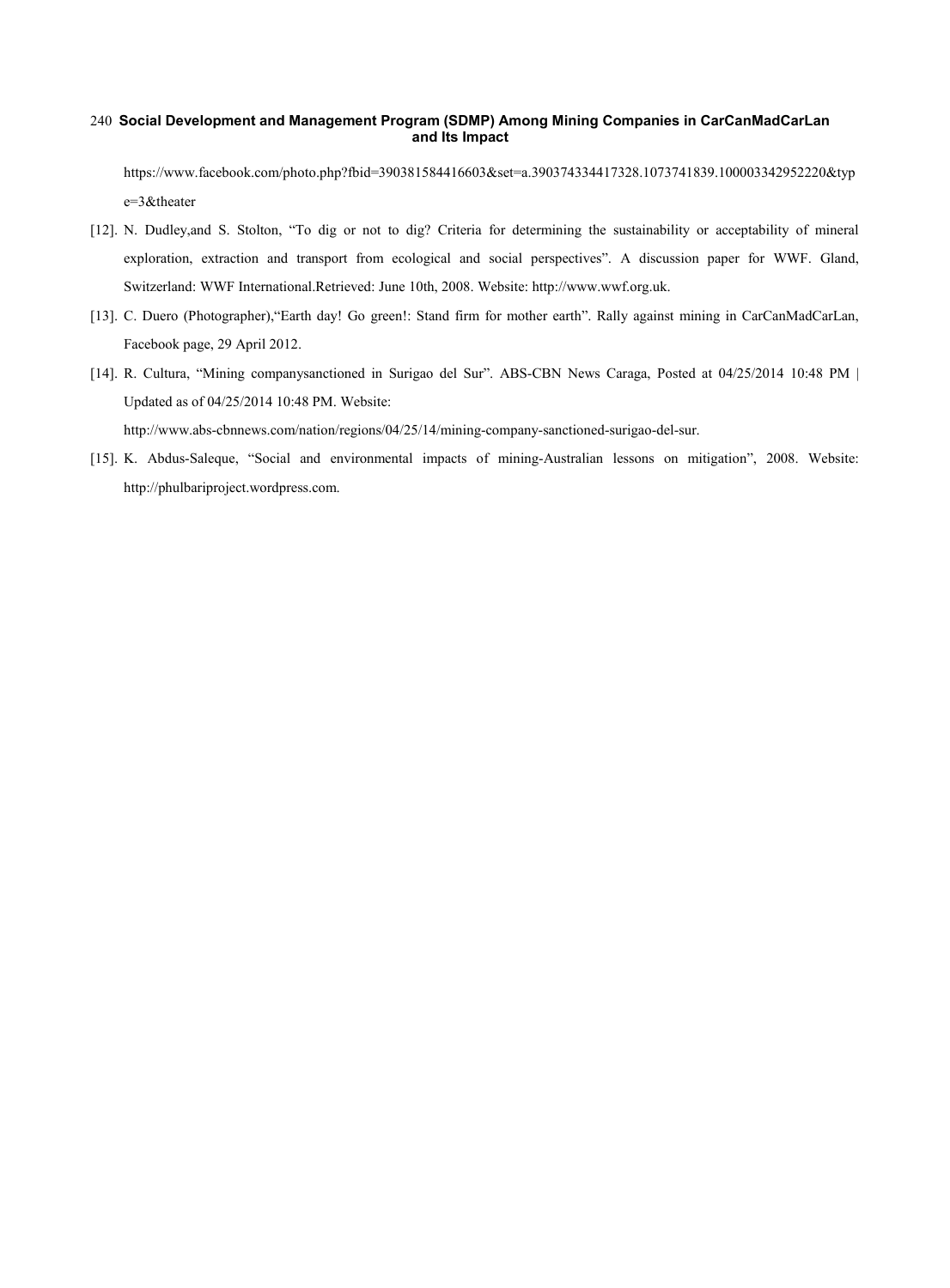https://www.facebook.com/photo.php?fbid=390381584416603&set=a.390374334417328.1073741839.100003342952220&type=3&theater

[12]. N. Dudley,and S. Stolton, "To dig or not to dig? Criteria for determining the sustainability or acceptability of mineral exploration, extraction and transport from ecological and social perspectives". A discussion paper for WWF. Gland, Switzerland: WWF International.Retrieved: June 10th, 2008. Website: http://www.wwf.org.uk.

[13]. C. Duero (Photographer),"Earth day! Go green!: Stand firm for mother earth". Rally against mining in CarCanMadCarLan, Facebook page, 29 April 2012.

[14]. R. Cultura, "Mining companysanctioned in Surigao del Sur". ABS-CBN News Caraga, Posted at 04/25/2014 10:48 PM | Updated as of 04/25/2014 10:48 PM. Website: http://www.abs-cbnnews.com/nation/regions/04/25/14/mining-company-sanctioned-surigao-del-sur.

[15]. K. Abdus-Saleque, "Social and environmental impacts of mining-Australian lessons on mitigation", 2008. Website: http://phulbariproject.wordpress.com.